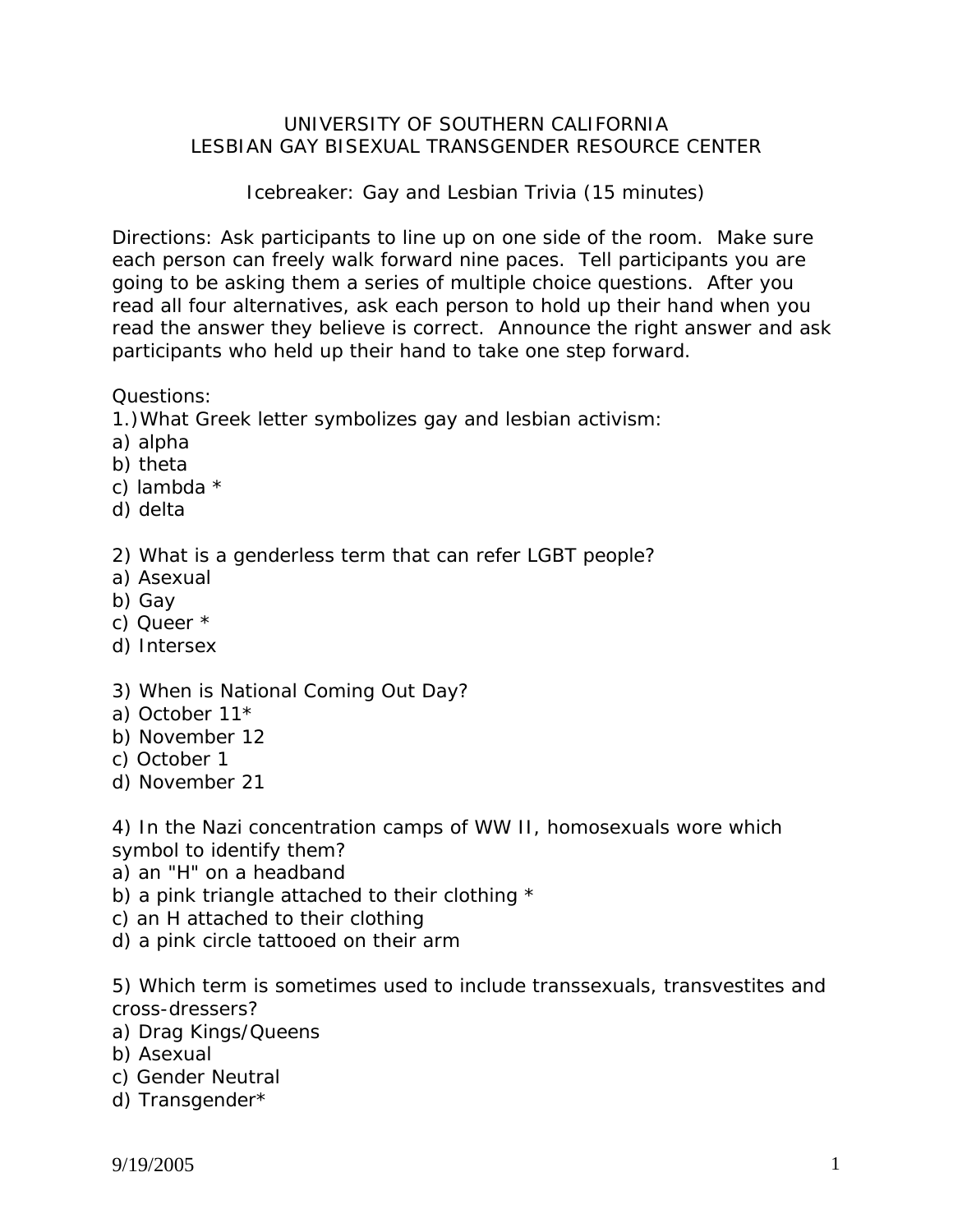UNIVERSITY OF SOUTHERN CALIFORNIA
LESBIAN GAY BISEXUAL TRANSGENDER RESOURCE CENTER

Icebreaker: Gay and Lesbian Trivia (15 minutes)

Directions: Ask participants to line up on one side of the room. Make sure each person can freely walk forward nine paces. Tell participants you are going to be asking them a series of multiple choice questions. After you read all four alternatives, ask each person to hold up their hand when you read the answer they believe is correct. Announce the right answer and ask participants who held up their hand to take one step forward.

Questions:

1.) What Greek letter symbolizes gay and lesbian activism:
a) alpha
b) theta
c) lambda *
d) delta

2) What is a genderless term that can refer LGBT people?
a) Asexual
b) Gay
c) Queer *
d) Intersex

3) When is National Coming Out Day?
a) October 11*
b) November 12
c) October 1
d) November 21

4) In the Nazi concentration camps of WW II, homosexuals wore which symbol to identify them?
a) an "H" on a headband
b) a pink triangle attached to their clothing *
c) an H attached to their clothing
d) a pink circle tattooed on their arm

5) Which term is sometimes used to include transsexuals, transvestites and cross-dressers?
a) Drag Kings/Queens
b) Asexual
c) Gender Neutral
d) Transgender*

9/19/2005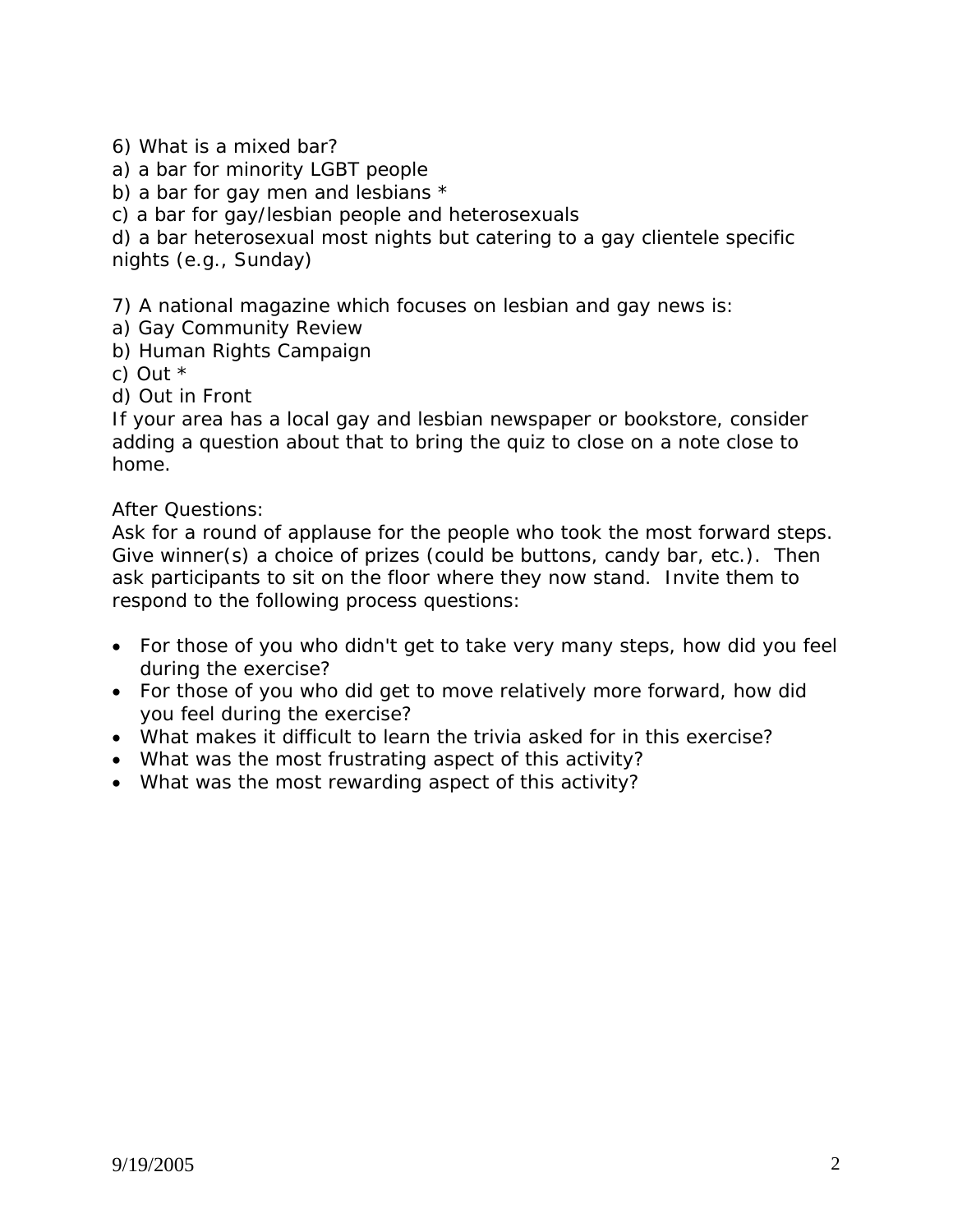6) What is a mixed bar?
a) a bar for minority LGBT people
b) a bar for gay men and lesbians *
c) a bar for gay/lesbian people and heterosexuals
d) a bar heterosexual most nights but catering to a gay clientele specific nights (e.g., Sunday)

7) A national magazine which focuses on lesbian and gay news is:
a) Gay Community Review
b) Human Rights Campaign
c) Out *
d) Out in Front
If your area has a local gay and lesbian newspaper or bookstore, consider adding a question about that to bring the quiz to close on a note close to home.

After Questions:
Ask for a round of applause for the people who took the most forward steps. Give winner(s) a choice of prizes (could be buttons, candy bar, etc.). Then ask participants to sit on the floor where they now stand. Invite them to respond to the following process questions:

- For those of you who didn't get to take very many steps, how did you feel during the exercise?
- For those of you who did get to move relatively more forward, how did you feel during the exercise?
- What makes it difficult to learn the trivia asked for in this exercise?
- What was the most frustrating aspect of this activity?
- What was the most rewarding aspect of this activity?